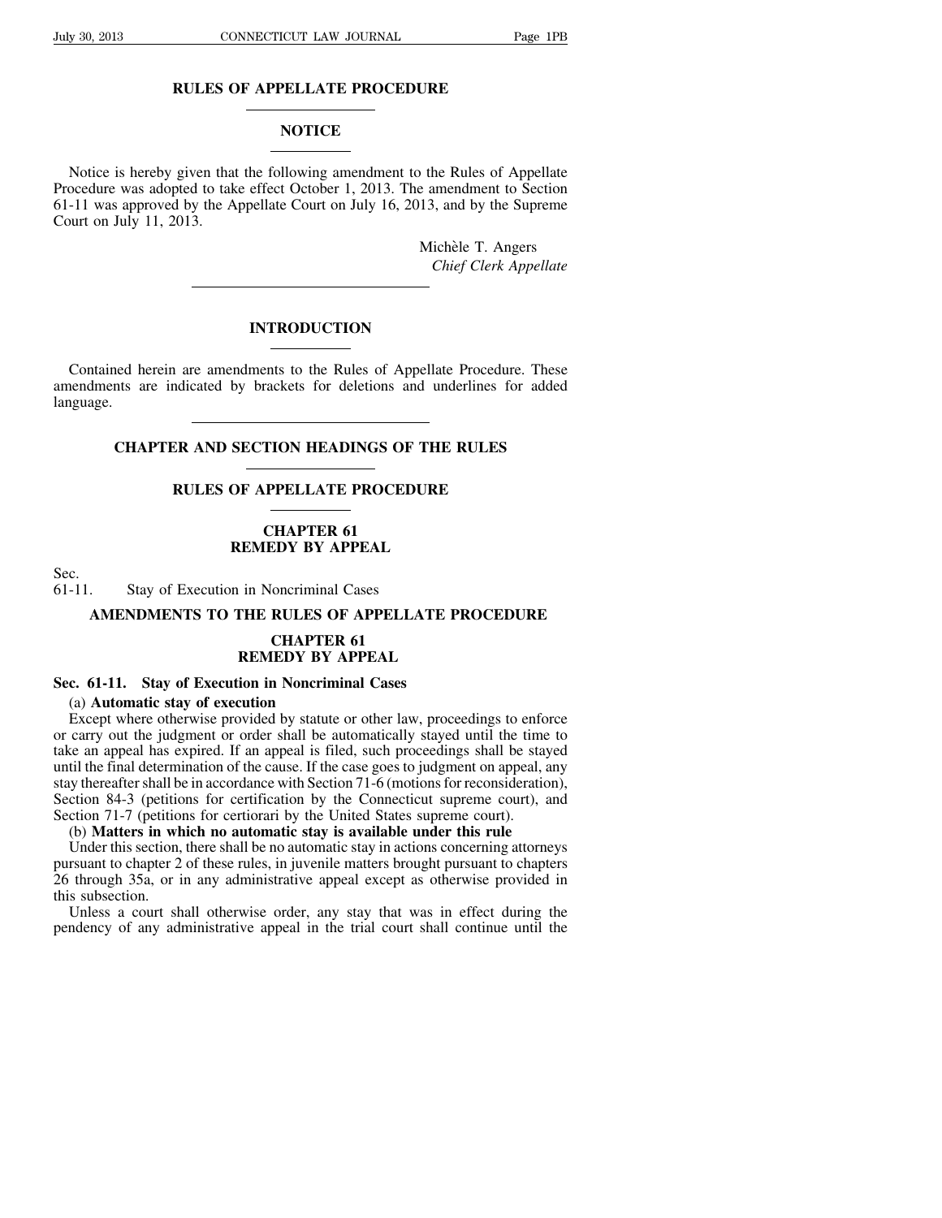# RULES OF APPELLATE PROCEDURE

## NOTICE

Notice is hereby given that the following amendment to the Rules of Appellate Procedure was adopted to take effect October 1, 2013. The amendment to Section 61-11 was approved by the Appellate Court on July 16, 2013, and by the Supreme Court on July 11, 2013.

Michèle T. Angers
*Chief Clerk Appellate*

## INTRODUCTION

Contained herein are amendments to the Rules of Appellate Procedure. These amendments are indicated by brackets for deletions and underlines for added language.

## CHAPTER AND SECTION HEADINGS OF THE RULES

## RULES OF APPELLATE PROCEDURE

### CHAPTER 61
### REMEDY BY APPEAL

Sec.
61-11. Stay of Execution in Noncriminal Cases

## AMENDMENTS TO THE RULES OF APPELLATE PROCEDURE

### CHAPTER 61
### REMEDY BY APPEAL

### Sec. 61-11. Stay of Execution in Noncriminal Cases

(a) **Automatic stay of execution**

Except where otherwise provided by statute or other law, proceedings to enforce or carry out the judgment or order shall be automatically stayed until the time to take an appeal has expired. If an appeal is filed, such proceedings shall be stayed until the final determination of the cause. If the case goes to judgment on appeal, any stay thereafter shall be in accordance with Section 71-6 (motions for reconsideration), Section 84-3 (petitions for certification by the Connecticut supreme court), and Section 71-7 (petitions for certiorari by the United States supreme court).

(b) **Matters in which no automatic stay is available under this rule**

Under this section, there shall be no automatic stay in actions concerning attorneys pursuant to chapter 2 of these rules, in juvenile matters brought pursuant to chapters 26 through 35a, or in any administrative appeal except as otherwise provided in this subsection.

Unless a court shall otherwise order, any stay that was in effect during the pendency of any administrative appeal in the trial court shall continue until the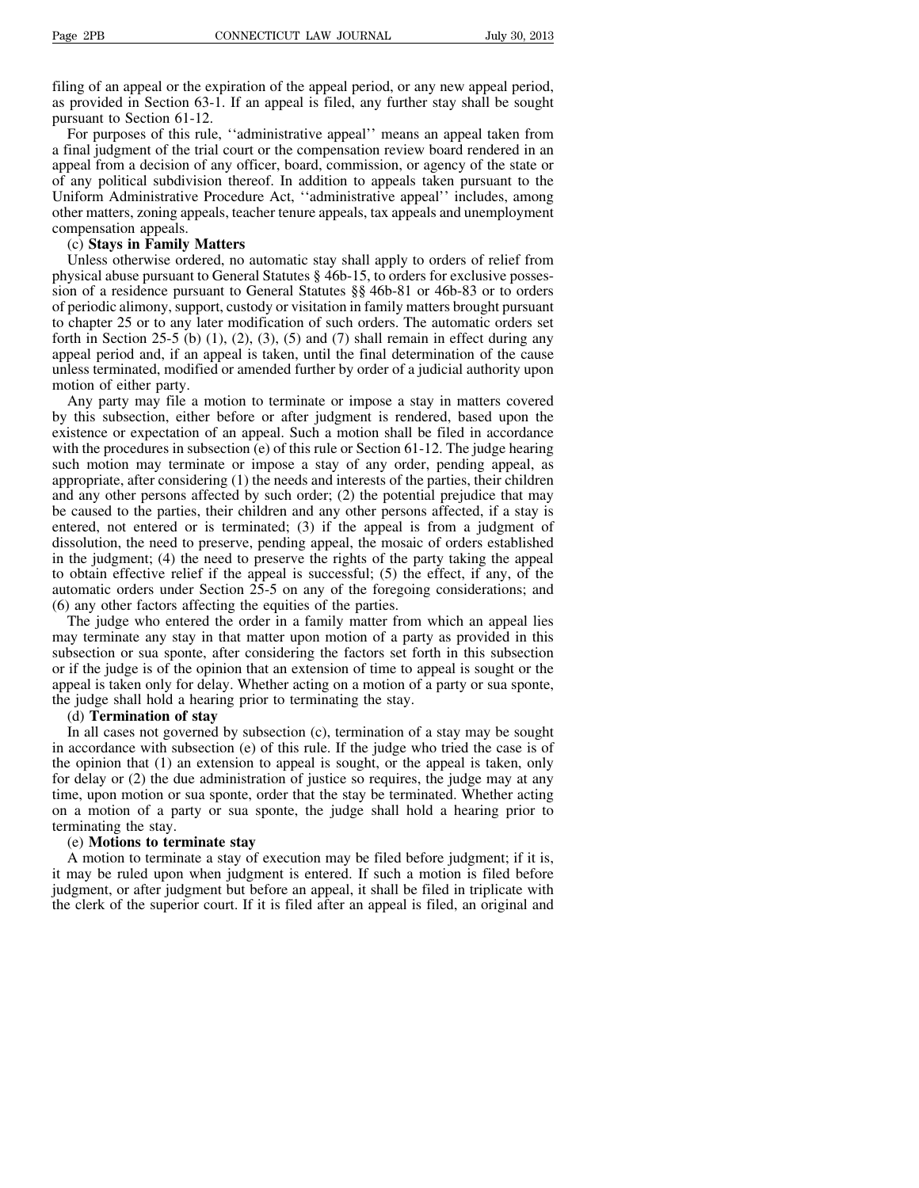filing of an appeal or the expiration of the appeal period, or any new appeal period, as provided in Section 63-1. If an appeal is filed, any further stay shall be sought pursuant to Section 61-12.

For purposes of this rule, ''administrative appeal'' means an appeal taken from a final judgment of the trial court or the compensation review board rendered in an appeal from a decision of any officer, board, commission, or agency of the state or of any political subdivision thereof. In addition to appeals taken pursuant to the Uniform Administrative Procedure Act, ''administrative appeal'' includes, among other matters, zoning appeals, teacher tenure appeals, tax appeals and unemployment compensation appeals.

(c) **Stays in Family Matters**

Unless otherwise ordered, no automatic stay shall apply to orders of relief from physical abuse pursuant to General Statutes § 46b-15, to orders for exclusive possession of a residence pursuant to General Statutes §§ 46b-81 or 46b-83 or to orders of periodic alimony, support, custody or visitation in family matters brought pursuant to chapter 25 or to any later modification of such orders. The automatic orders set forth in Section 25-5 (b) (1), (2), (3), (5) and (7) shall remain in effect during any appeal period and, if an appeal is taken, until the final determination of the cause unless terminated, modified or amended further by order of a judicial authority upon motion of either party.

Any party may file a motion to terminate or impose a stay in matters covered by this subsection, either before or after judgment is rendered, based upon the existence or expectation of an appeal. Such a motion shall be filed in accordance with the procedures in subsection (e) of this rule or Section 61-12. The judge hearing such motion may terminate or impose a stay of any order, pending appeal, as appropriate, after considering (1) the needs and interests of the parties, their children and any other persons affected by such order; (2) the potential prejudice that may be caused to the parties, their children and any other persons affected, if a stay is entered, not entered or is terminated; (3) if the appeal is from a judgment of dissolution, the need to preserve, pending appeal, the mosaic of orders established in the judgment; (4) the need to preserve the rights of the party taking the appeal to obtain effective relief if the appeal is successful; (5) the effect, if any, of the automatic orders under Section 25-5 on any of the foregoing considerations; and (6) any other factors affecting the equities of the parties.

The judge who entered the order in a family matter from which an appeal lies may terminate any stay in that matter upon motion of a party as provided in this subsection or sua sponte, after considering the factors set forth in this subsection or if the judge is of the opinion that an extension of time to appeal is sought or the appeal is taken only for delay. Whether acting on a motion of a party or sua sponte, the judge shall hold a hearing prior to terminating the stay.

(d) **Termination of stay**

In all cases not governed by subsection (c), termination of a stay may be sought in accordance with subsection (e) of this rule. If the judge who tried the case is of the opinion that (1) an extension to appeal is sought, or the appeal is taken, only for delay or (2) the due administration of justice so requires, the judge may at any time, upon motion or sua sponte, order that the stay be terminated. Whether acting on a motion of a party or sua sponte, the judge shall hold a hearing prior to terminating the stay.

(e) **Motions to terminate stay**

A motion to terminate a stay of execution may be filed before judgment; if it is, it may be ruled upon when judgment is entered. If such a motion is filed before judgment, or after judgment but before an appeal, it shall be filed in triplicate with the clerk of the superior court. If it is filed after an appeal is filed, an original and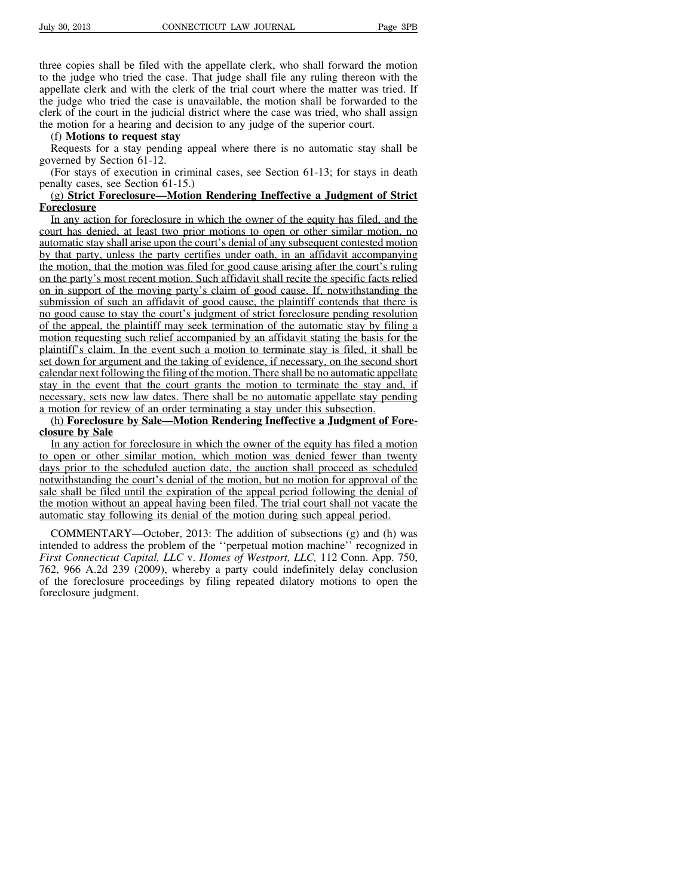three copies shall be filed with the appellate clerk, who shall forward the motion to the judge who tried the case. That judge shall file any ruling thereon with the appellate clerk and with the clerk of the trial court where the matter was tried. If the judge who tried the case is unavailable, the motion shall be forwarded to the clerk of the court in the judicial district where the case was tried, who shall assign the motion for a hearing and decision to any judge of the superior court.

(f) **Motions to request stay**

Requests for a stay pending appeal where there is no automatic stay shall be governed by Section 61-12.

(For stays of execution in criminal cases, see Section 61-13; for stays in death penalty cases, see Section 61-15.)

(g) **Strict Foreclosure—Motion Rendering Ineffective a Judgment of Strict Foreclosure**

In any action for foreclosure in which the owner of the equity has filed, and the court has denied, at least two prior motions to open or other similar motion, no automatic stay shall arise upon the court's denial of any subsequent contested motion by that party, unless the party certifies under oath, in an affidavit accompanying the motion, that the motion was filed for good cause arising after the court's ruling on the party's most recent motion. Such affidavit shall recite the specific facts relied on in support of the moving party's claim of good cause. If, notwithstanding the submission of such an affidavit of good cause, the plaintiff contends that there is no good cause to stay the court's judgment of strict foreclosure pending resolution of the appeal, the plaintiff may seek termination of the automatic stay by filing a motion requesting such relief accompanied by an affidavit stating the basis for the plaintiff's claim. In the event such a motion to terminate stay is filed, it shall be set down for argument and the taking of evidence, if necessary, on the second short calendar next following the filing of the motion. There shall be no automatic appellate stay in the event that the court grants the motion to terminate the stay and, if necessary, sets new law dates. There shall be no automatic appellate stay pending a motion for review of an order terminating a stay under this subsection.

(h) **Foreclosure by Sale—Motion Rendering Ineffective a Judgment of Foreclosure by Sale**

In any action for foreclosure in which the owner of the equity has filed a motion to open or other similar motion, which motion was denied fewer than twenty days prior to the scheduled auction date, the auction shall proceed as scheduled notwithstanding the court's denial of the motion, but no motion for approval of the sale shall be filed until the expiration of the appeal period following the denial of the motion without an appeal having been filed. The trial court shall not vacate the automatic stay following its denial of the motion during such appeal period.

COMMENTARY—October, 2013: The addition of subsections (g) and (h) was intended to address the problem of the ''perpetual motion machine'' recognized in *First Connecticut Capital, LLC* v. *Homes of Westport, LLC,* 112 Conn. App. 750, 762, 966 A.2d 239 (2009), whereby a party could indefinitely delay conclusion of the foreclosure proceedings by filing repeated dilatory motions to open the foreclosure judgment.